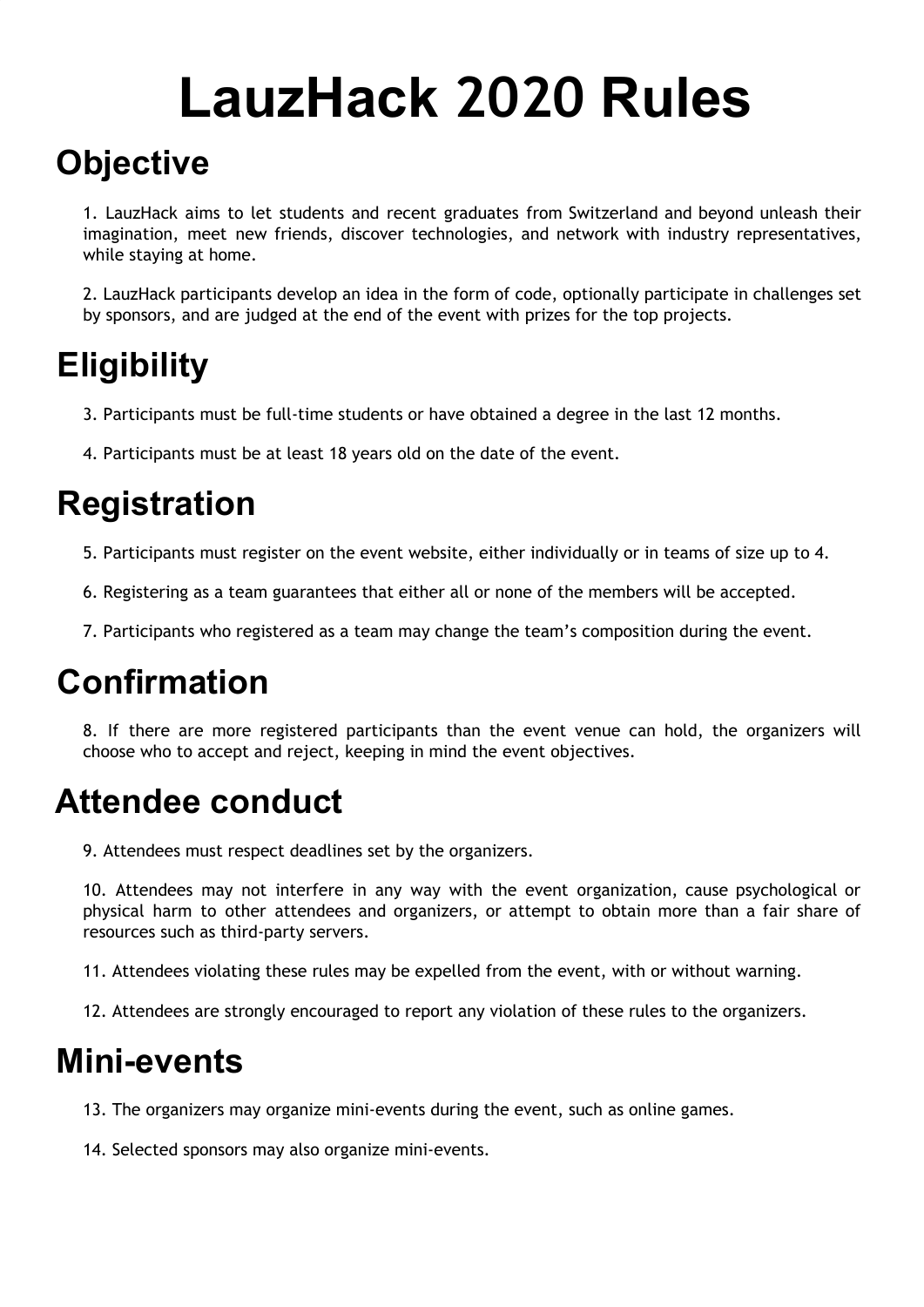# LauzHack 2020 Rules

## Objective

1. LauzHack aims to let students and recent graduates from Switzerland and beyond unleash their imagination, meet new friends, discover technologies, and network with industry representatives, while staying at home.

2. LauzHack participants develop an idea in the form of code, optionally participate in challenges set by sponsors, and are judged at the end of the event with prizes for the top projects.

## Eligibility

3. Participants must be full-time students or have obtained a degree in the last 12 months.

4. Participants must be at least 18 years old on the date of the event.

## Registration

5. Participants must register on the event website, either individually or in teams of size up to 4.

6. Registering as a team guarantees that either all or none of the members will be accepted.

7. Participants who registered as a team may change the team's composition during the event.

## Confirmation

8. If there are more registered participants than the event venue can hold, the organizers will choose who to accept and reject, keeping in mind the event objectives.

## Attendee conduct

9. Attendees must respect deadlines set by the organizers.

10. Attendees may not interfere in any way with the event organization, cause psychological or physical harm to other attendees and organizers, or attempt to obtain more than a fair share of resources such as third-party servers.

11. Attendees violating these rules may be expelled from the event, with or without warning.

12. Attendees are strongly encouraged to report any violation of these rules to the organizers.

## Mini-events

13. The organizers may organize mini-events during the event, such as online games.

14. Selected sponsors may also organize mini-events.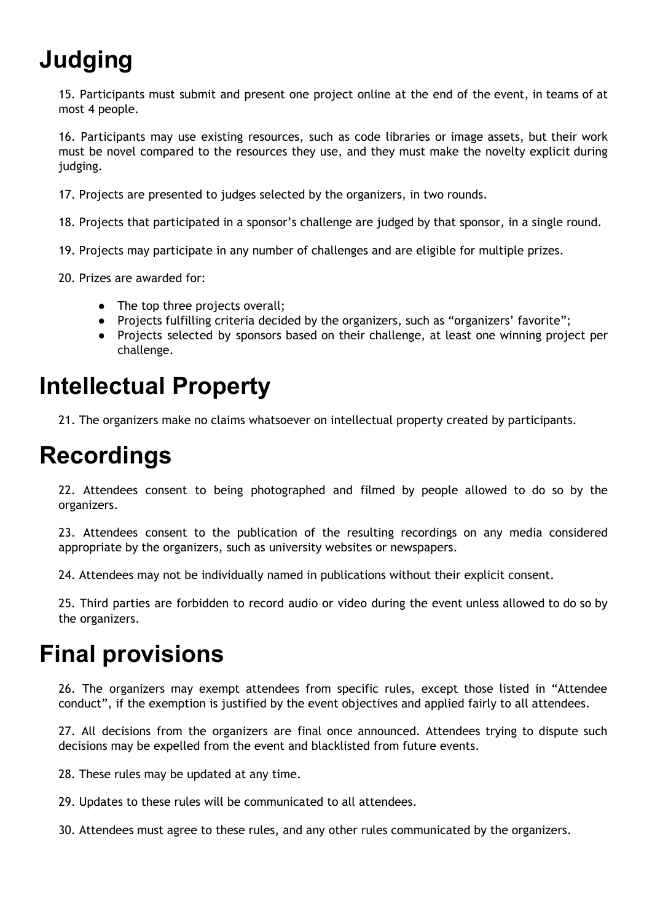# Judging

15. Participants must submit and present one project online at the end of the event, in teams of at most 4 people.

16. Participants may use existing resources, such as code libraries or image assets, but their work must be novel compared to the resources they use, and they must make the novelty explicit during judging.

17. Projects are presented to judges selected by the organizers, in two rounds.

18. Projects that participated in a sponsor's challenge are judged by that sponsor, in a single round.

19. Projects may participate in any number of challenges and are eligible for multiple prizes.

20. Prizes are awarded for:

- The top three projects overall;
- Projects fulfilling criteria decided by the organizers, such as "organizers' favorite";
- Projects selected by sponsors based on their challenge, at least one winning project per challenge.

# Intellectual Property

21. The organizers make no claims whatsoever on intellectual property created by participants.

# Recordings

22. Attendees consent to being photographed and filmed by people allowed to do so by the organizers.

23. Attendees consent to the publication of the resulting recordings on any media considered appropriate by the organizers, such as university websites or newspapers.

24. Attendees may not be individually named in publications without their explicit consent.

25. Third parties are forbidden to record audio or video during the event unless allowed to do so by the organizers.

# Final provisions

26. The organizers may exempt attendees from specific rules, except those listed in "Attendee conduct", if the exemption is justified by the event objectives and applied fairly to all attendees.

27. All decisions from the organizers are final once announced. Attendees trying to dispute such decisions may be expelled from the event and blacklisted from future events.

28. These rules may be updated at any time.

29. Updates to these rules will be communicated to all attendees.

30. Attendees must agree to these rules, and any other rules communicated by the organizers.